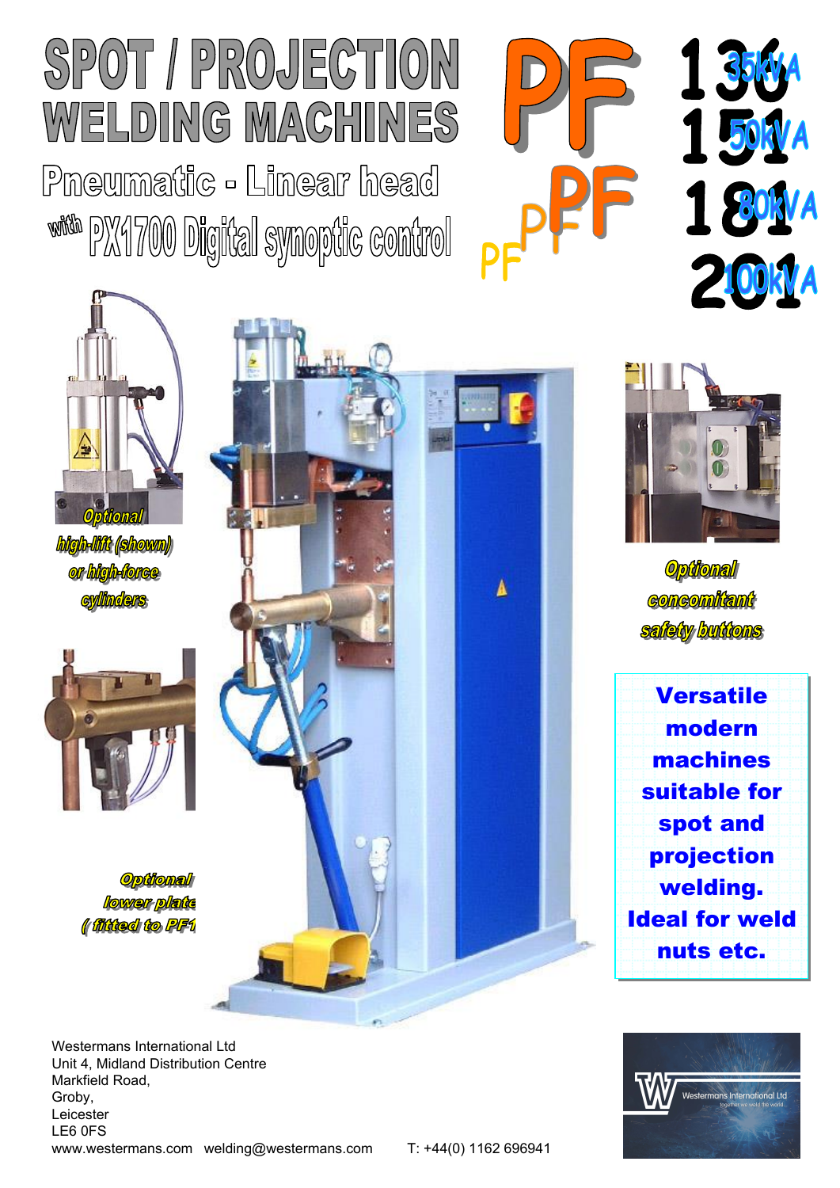# SPOT / PROJECTION WELDING MACHINES

## Pneumatic - Linear head

### with PX1700 Digital synoptic control

# PF

**136** 35kVA

**151** 50kVA

**181** 80kVA

**201** 100kVA

*Optional high-lift (shown) or high-force cylinders*

*Optional concomitant safety buttons*

*Optional lower plate ( fitted to PF1*

**Versatile modern machines suitable for spot and projection welding. Ideal for weld nuts etc.**

Westermans International Ltd
Unit 4, Midland Distribution Centre
Markfield Road,
Groby,
Leicester
LE6 0FS
www.westermans.com welding@westermans.com T: +44(0) 1162 696941

Westermans International Ltd
together we weld the world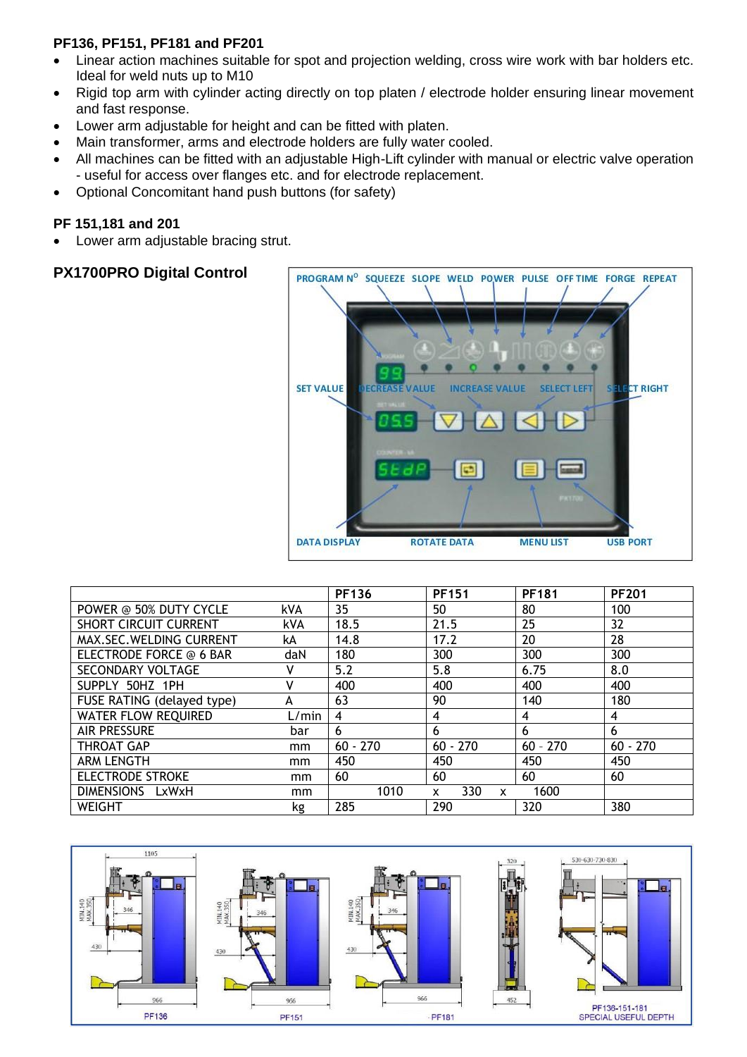**PF136, PF151, PF181 and PF201**

- Linear action machines suitable for spot and projection welding, cross wire work with bar holders etc. Ideal for weld nuts up to M10
- Rigid top arm with cylinder acting directly on top platen / electrode holder ensuring linear movement and fast response.
- Lower arm adjustable for height and can be fitted with platen.
- Main transformer, arms and electrode holders are fully water cooled.
- All machines can be fitted with an adjustable High-Lift cylinder with manual or electric valve operation - useful for access over flanges etc. and for electrode replacement.
- Optional Concomitant hand push buttons (for safety)

**PF 151,181 and 201**

- Lower arm adjustable bracing strut.

## PX1700PRO Digital Control

PROGRAM N° SQUEEZE SLOPE WELD POWER PULSE OFF TIME FORGE REPEAT

SET VALUE DECREASE VALUE INCREASE VALUE SELECT LEFT SELECT RIGHT

DATA DISPLAY ROTATE DATA MENU LIST USB PORT

| | | PF136 | PF151 | PF181 | PF201 |
|---|---|---|---|---|---|
| POWER @ 50% DUTY CYCLE | kVA | 35 | 50 | 80 | 100 |
| SHORT CIRCUIT CURRENT | kVA | 18.5 | 21.5 | 25 | 32 |
| MAX.SEC.WELDING CURRENT | kA | 14.8 | 17.2 | 20 | 28 |
| ELECTRODE FORCE @ 6 BAR | daN | 180 | 300 | 300 | 300 |
| SECONDARY VOLTAGE | V | 5.2 | 5.8 | 6.75 | 8.0 |
| SUPPLY 50HZ 1PH | V | 400 | 400 | 400 | 400 |
| FUSE RATING (delayed type) | A | 63 | 90 | 140 | 180 |
| WATER FLOW REQUIRED | L/min | 4 | 4 | 4 | 4 |
| AIR PRESSURE | bar | 6 | 6 | 6 | 6 |
| THROAT GAP | mm | 60 - 270 | 60 - 270 | 60 - 270 | 60 - 270 |
| ARM LENGTH | mm | 450 | 450 | 450 | 450 |
| ELECTRODE STROKE | mm | 60 | 60 | 60 | 60 |
| DIMENSIONS LxWxH | mm | 1010 | x 330 x | 1600 | |
| WEIGHT | kg | 285 | 290 | 320 | 380 |

1105 MIN.140 MAX.350 346 430 966 PF136

MIN.140 MAX.350 346 430 966 PF151

MIN.140 MAX.350 346 430 966 PF181

320 452

530-630-730-830

PF136-151-181 SPECIAL USEFUL DEPTH